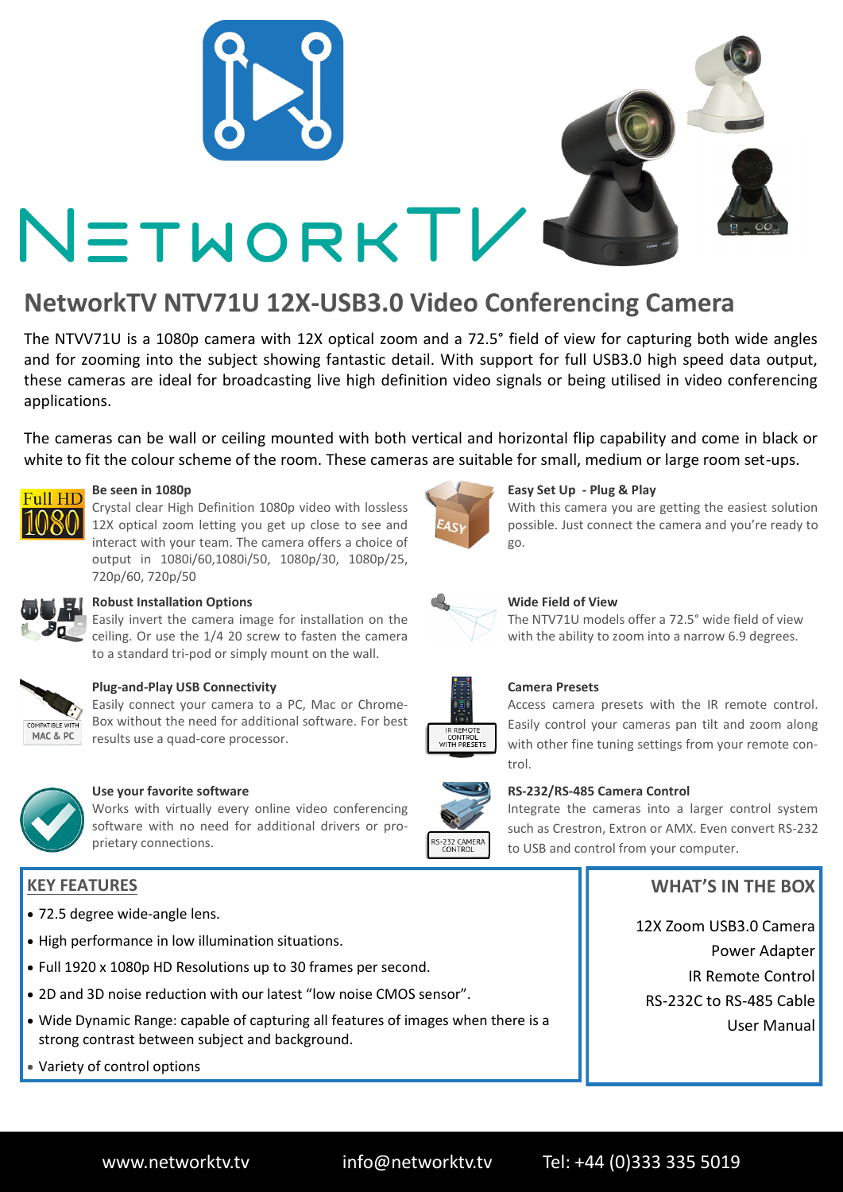# NetworkTV NTV71U 12X-USB3.0 Video Conferencing Camera

The NTVV71U is a 1080p camera with 12X optical zoom and a 72.5° field of view for capturing both wide angles and for zooming into the subject showing fantastic detail. With support for full USB3.0 high speed data output, these cameras are ideal for broadcasting live high definition video signals or being utilised in video conferencing applications.

The cameras can be wall or ceiling mounted with both vertical and horizontal flip capability and come in black or white to fit the colour scheme of the room. These cameras are suitable for small, medium or large room set-ups.

### Be seen in 1080p

Crystal clear High Definition 1080p video with lossless 12X optical zoom letting you get up close to see and interact with your team. The camera offers a choice of output in 1080i/60,1080i/50, 1080p/30, 1080p/25, 720p/60, 720p/50

### Robust Installation Options

Easily invert the camera image for installation on the ceiling. Or use the 1/4 20 screw to fasten the camera to a standard tri-pod or simply mount on the wall.

### Plug-and-Play USB Connectivity

Easily connect your camera to a PC, Mac or Chrome-Box without the need for additional software. For best results use a quad-core processor.

### Use your favorite software

Works with virtually every online video conferencing software with no need for additional drivers or proprietary connections.

### Easy Set Up - Plug & Play

With this camera you are getting the easiest solution possible. Just connect the camera and you're ready to go.

### Wide Field of View

The NTV71U models offer a 72.5° wide field of view with the ability to zoom into a narrow 6.9 degrees.

### Camera Presets

Access camera presets with the IR remote control. Easily control your cameras pan tilt and zoom along with other fine tuning settings from your remote control.

### RS-232/RS-485 Camera Control

Integrate the cameras into a larger control system such as Crestron, Extron or AMX. Even convert RS-232 to USB and control from your computer.

## KEY FEATURES

- 72.5 degree wide-angle lens.
- High performance in low illumination situations.
- Full 1920 x 1080p HD Resolutions up to 30 frames per second.
- 2D and 3D noise reduction with our latest "low noise CMOS sensor".
- Wide Dynamic Range: capable of capturing all features of images when there is a strong contrast between subject and background.
- Variety of control options

## WHAT'S IN THE BOX

- 12X Zoom USB3.0 Camera
- Power Adapter
- IR Remote Control
- RS-232C to RS-485 Cable
- User Manual

www.networktv.tv | info@networktv.tv | Tel: +44 (0)333 335 5019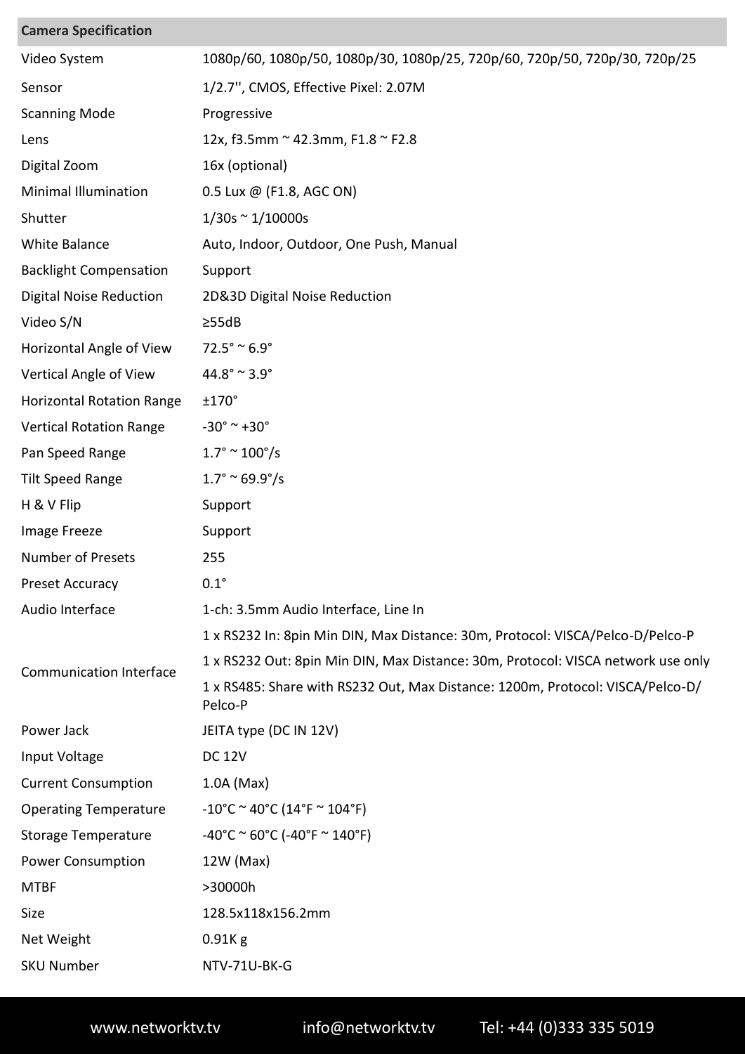| Camera Specification | |
|---|---|
| Video System | 1080p/60, 1080p/50, 1080p/30, 1080p/25, 720p/60, 720p/50, 720p/30, 720p/25 |
| Sensor | 1/2.7'', CMOS, Effective Pixel: 2.07M |
| Scanning Mode | Progressive |
| Lens | 12x, f3.5mm ~ 42.3mm, F1.8 ~ F2.8 |
| Digital Zoom | 16x (optional) |
| Minimal Illumination | 0.5 Lux @ (F1.8, AGC ON) |
| Shutter | 1/30s ~ 1/10000s |
| White Balance | Auto, Indoor, Outdoor, One Push, Manual |
| Backlight Compensation | Support |
| Digital Noise Reduction | 2D&3D Digital Noise Reduction |
| Video S/N | ≥55dB |
| Horizontal Angle of View | 72.5° ~ 6.9° |
| Vertical Angle of View | 44.8° ~ 3.9° |
| Horizontal Rotation Range | ±170° |
| Vertical Rotation Range | -30° ~ +30° |
| Pan Speed Range | 1.7° ~ 100°/s |
| Tilt Speed Range | 1.7° ~ 69.9°/s |
| H & V Flip | Support |
| Image Freeze | Support |
| Number of Presets | 255 |
| Preset Accuracy | 0.1° |
| Audio Interface | 1-ch: 3.5mm Audio Interface, Line In |
| Communication Interface | 1 x RS232 In: 8pin Min DIN, Max Distance: 30m, Protocol: VISCA/Pelco-D/Pelco-P |
| | 1 x RS232 Out: 8pin Min DIN, Max Distance: 30m, Protocol: VISCA network use only |
| | 1 x RS485: Share with RS232 Out, Max Distance: 1200m, Protocol: VISCA/Pelco-D/ Pelco-P |
| Power Jack | JEITA type (DC IN 12V) |
| Input Voltage | DC 12V |
| Current Consumption | 1.0A (Max) |
| Operating Temperature | -10°C ~ 40°C (14°F ~ 104°F) |
| Storage Temperature | -40°C ~ 60°C (-40°F ~ 140°F) |
| Power Consumption | 12W (Max) |
| MTBF | >30000h |
| Size | 128.5x118x156.2mm |
| Net Weight | 0.91K g |
| SKU Number | NTV-71U-BK-G |

www.networktv.tv info@networktv.tv Tel: +44 (0)333 335 5019